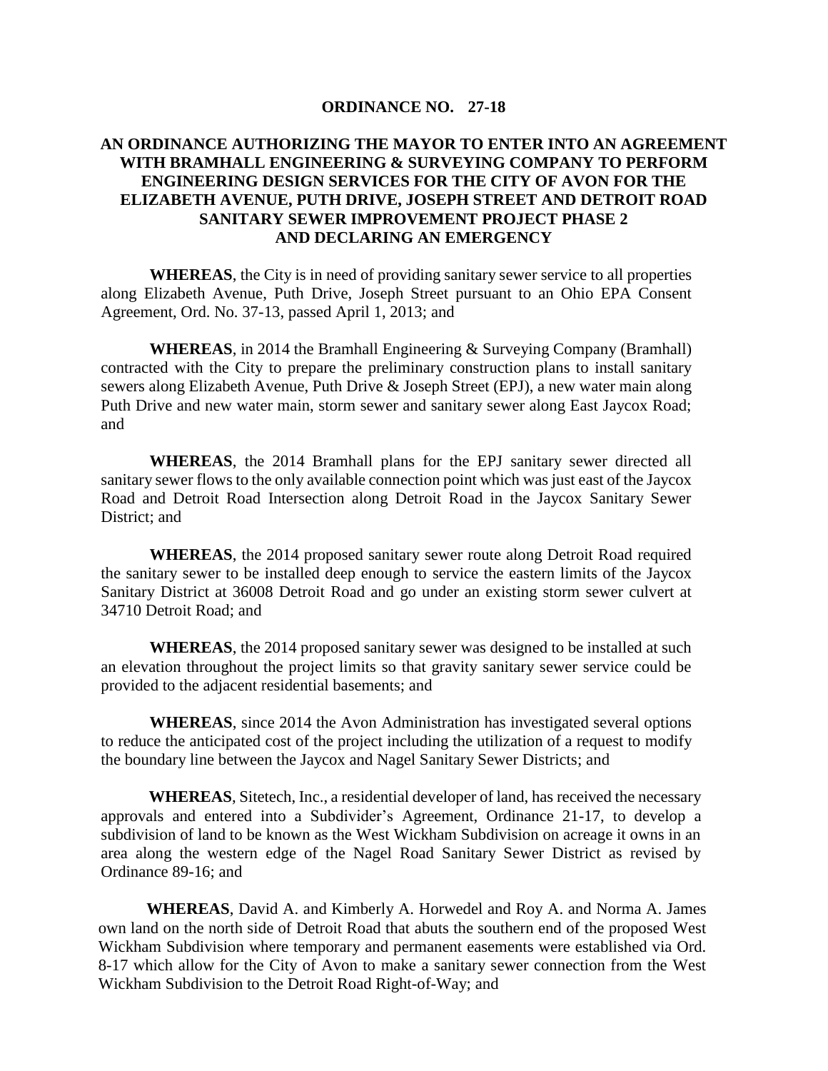# ORDINANCE NO. 27-18

## AN ORDINANCE AUTHORIZING THE MAYOR TO ENTER INTO AN AGREEMENT WITH BRAMHALL ENGINEERING & SURVEYING COMPANY TO PERFORM ENGINEERING DESIGN SERVICES FOR THE CITY OF AVON FOR THE ELIZABETH AVENUE, PUTH DRIVE, JOSEPH STREET AND DETROIT ROAD SANITARY SEWER IMPROVEMENT PROJECT PHASE 2 AND DECLARING AN EMERGENCY

**WHEREAS**, the City is in need of providing sanitary sewer service to all properties along Elizabeth Avenue, Puth Drive, Joseph Street pursuant to an Ohio EPA Consent Agreement, Ord. No. 37-13, passed April 1, 2013; and

**WHEREAS**, in 2014 the Bramhall Engineering & Surveying Company (Bramhall) contracted with the City to prepare the preliminary construction plans to install sanitary sewers along Elizabeth Avenue, Puth Drive & Joseph Street (EPJ), a new water main along Puth Drive and new water main, storm sewer and sanitary sewer along East Jaycox Road; and

**WHEREAS**, the 2014 Bramhall plans for the EPJ sanitary sewer directed all sanitary sewer flows to the only available connection point which was just east of the Jaycox Road and Detroit Road Intersection along Detroit Road in the Jaycox Sanitary Sewer District; and

**WHEREAS**, the 2014 proposed sanitary sewer route along Detroit Road required the sanitary sewer to be installed deep enough to service the eastern limits of the Jaycox Sanitary District at 36008 Detroit Road and go under an existing storm sewer culvert at 34710 Detroit Road; and

**WHEREAS**, the 2014 proposed sanitary sewer was designed to be installed at such an elevation throughout the project limits so that gravity sanitary sewer service could be provided to the adjacent residential basements; and

**WHEREAS**, since 2014 the Avon Administration has investigated several options to reduce the anticipated cost of the project including the utilization of a request to modify the boundary line between the Jaycox and Nagel Sanitary Sewer Districts; and

**WHEREAS**, Sitetech, Inc., a residential developer of land, has received the necessary approvals and entered into a Subdivider's Agreement, Ordinance 21-17, to develop a subdivision of land to be known as the West Wickham Subdivision on acreage it owns in an area along the western edge of the Nagel Road Sanitary Sewer District as revised by Ordinance 89-16; and

**WHEREAS**, David A. and Kimberly A. Horwedel and Roy A. and Norma A. James own land on the north side of Detroit Road that abuts the southern end of the proposed West Wickham Subdivision where temporary and permanent easements were established via Ord. 8-17 which allow for the City of Avon to make a sanitary sewer connection from the West Wickham Subdivision to the Detroit Road Right-of-Way; and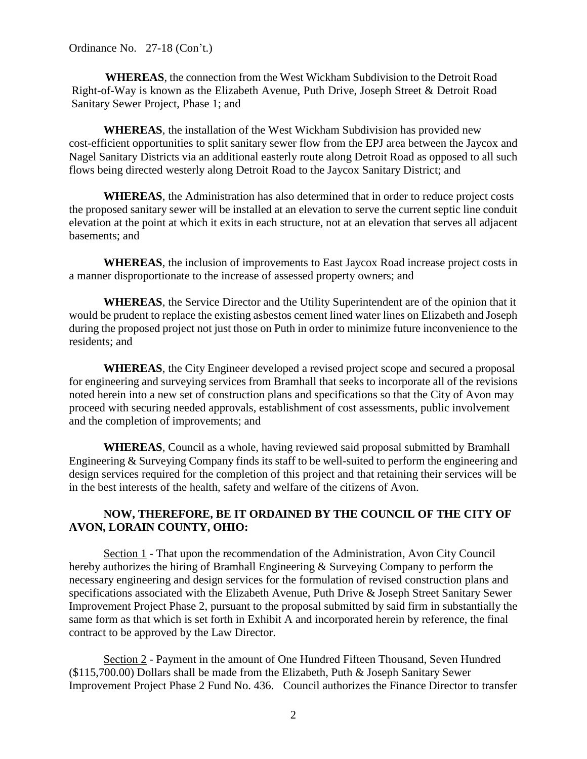Ordinance No. 27-18 (Con't.)

**WHEREAS**, the connection from the West Wickham Subdivision to the Detroit Road Right-of-Way is known as the Elizabeth Avenue, Puth Drive, Joseph Street & Detroit Road Sanitary Sewer Project, Phase 1; and

**WHEREAS**, the installation of the West Wickham Subdivision has provided new cost-efficient opportunities to split sanitary sewer flow from the EPJ area between the Jaycox and Nagel Sanitary Districts via an additional easterly route along Detroit Road as opposed to all such flows being directed westerly along Detroit Road to the Jaycox Sanitary District; and

**WHEREAS**, the Administration has also determined that in order to reduce project costs the proposed sanitary sewer will be installed at an elevation to serve the current septic line conduit elevation at the point at which it exits in each structure, not at an elevation that serves all adjacent basements; and

**WHEREAS**, the inclusion of improvements to East Jaycox Road increase project costs in a manner disproportionate to the increase of assessed property owners; and

**WHEREAS**, the Service Director and the Utility Superintendent are of the opinion that it would be prudent to replace the existing asbestos cement lined water lines on Elizabeth and Joseph during the proposed project not just those on Puth in order to minimize future inconvenience to the residents; and

**WHEREAS**, the City Engineer developed a revised project scope and secured a proposal for engineering and surveying services from Bramhall that seeks to incorporate all of the revisions noted herein into a new set of construction plans and specifications so that the City of Avon may proceed with securing needed approvals, establishment of cost assessments, public involvement and the completion of improvements; and

**WHEREAS**, Council as a whole, having reviewed said proposal submitted by Bramhall Engineering & Surveying Company finds its staff to be well-suited to perform the engineering and design services required for the completion of this project and that retaining their services will be in the best interests of the health, safety and welfare of the citizens of Avon.

**NOW, THEREFORE, BE IT ORDAINED BY THE COUNCIL OF THE CITY OF AVON, LORAIN COUNTY, OHIO:**

Section 1 - That upon the recommendation of the Administration, Avon City Council hereby authorizes the hiring of Bramhall Engineering & Surveying Company to perform the necessary engineering and design services for the formulation of revised construction plans and specifications associated with the Elizabeth Avenue, Puth Drive & Joseph Street Sanitary Sewer Improvement Project Phase 2, pursuant to the proposal submitted by said firm in substantially the same form as that which is set forth in Exhibit A and incorporated herein by reference, the final contract to be approved by the Law Director.

Section 2 - Payment in the amount of One Hundred Fifteen Thousand, Seven Hundred ($115,700.00) Dollars shall be made from the Elizabeth, Puth & Joseph Sanitary Sewer Improvement Project Phase 2 Fund No. 436. Council authorizes the Finance Director to transfer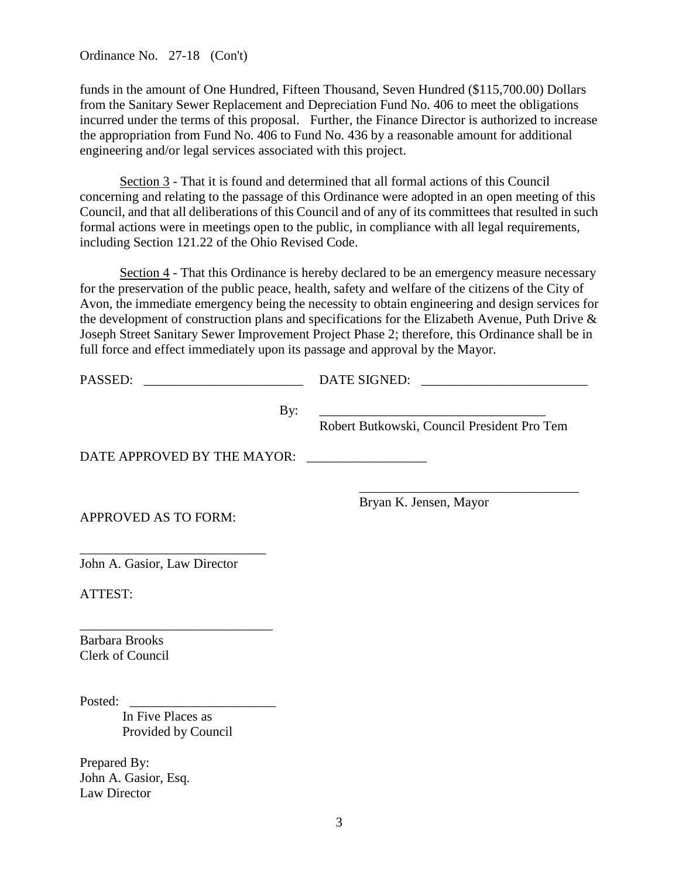Ordinance No. 27-18 (Con't)

funds in the amount of One Hundred, Fifteen Thousand, Seven Hundred ($115,700.00) Dollars from the Sanitary Sewer Replacement and Depreciation Fund No. 406 to meet the obligations incurred under the terms of this proposal. Further, the Finance Director is authorized to increase the appropriation from Fund No. 406 to Fund No. 436 by a reasonable amount for additional engineering and/or legal services associated with this project.

Section 3 - That it is found and determined that all formal actions of this Council concerning and relating to the passage of this Ordinance were adopted in an open meeting of this Council, and that all deliberations of this Council and of any of its committees that resulted in such formal actions were in meetings open to the public, in compliance with all legal requirements, including Section 121.22 of the Ohio Revised Code.

Section 4 - That this Ordinance is hereby declared to be an emergency measure necessary for the preservation of the public peace, health, safety and welfare of the citizens of the City of Avon, the immediate emergency being the necessity to obtain engineering and design services for the development of construction plans and specifications for the Elizabeth Avenue, Puth Drive & Joseph Street Sanitary Sewer Improvement Project Phase 2; therefore, this Ordinance shall be in full force and effect immediately upon its passage and approval by the Mayor.

PASSED: ________________________ DATE SIGNED: ________________________

By: ________________________________
Robert Butkowski, Council President Pro Tem

DATE APPROVED BY THE MAYOR: _________________

________________________________
Bryan K. Jensen, Mayor

APPROVED AS TO FORM:

___________________________
John A. Gasior, Law Director

ATTEST:

____________________________
Barbara Brooks
Clerk of Council

Posted: ______________________
In Five Places as
Provided by Council

Prepared By:
John A. Gasior, Esq.
Law Director